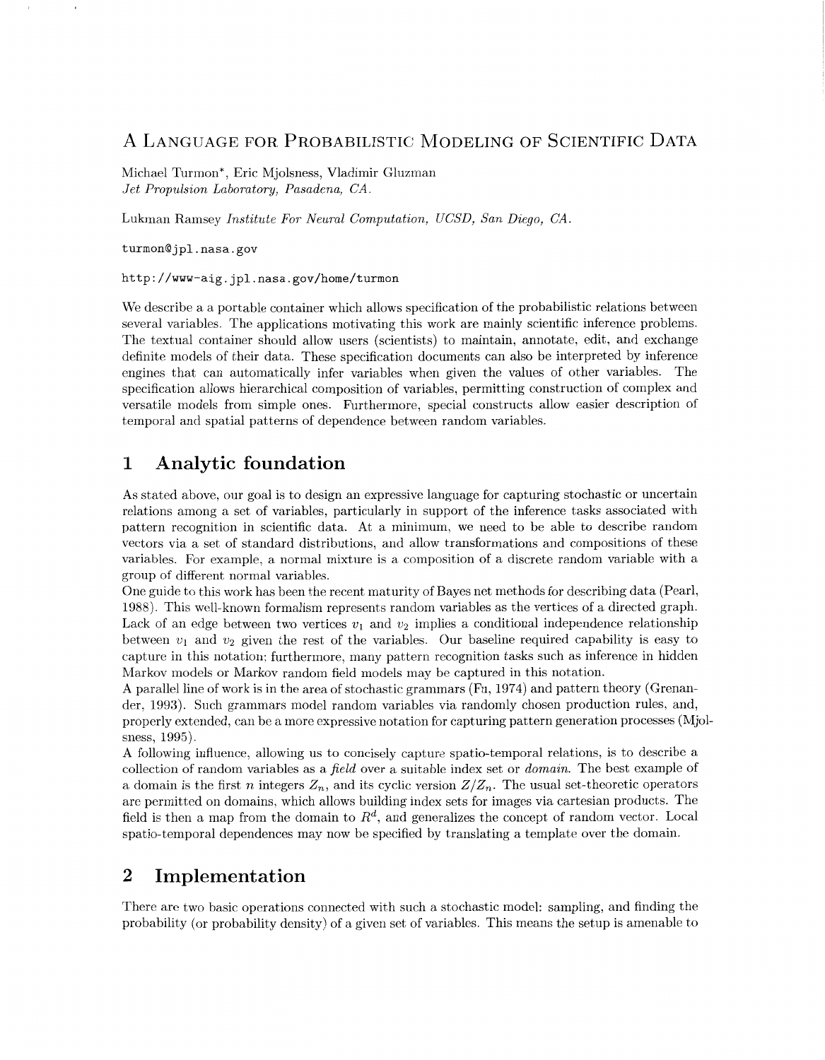# A Language for Probabilistic Modeling of Scientific Data

Michael Turmon*, Eric Mjolsness, Vladimir Gluzman
*Jet Propulsion Laboratory, Pasadena, CA.*

Lukman Ramsey *Institute For Neural Computation, UCSD, San Diego, CA.*

turmon@jpl.nasa.gov

http://www-aig.jpl.nasa.gov/home/turmon

We describe a a portable container which allows specification of the probabilistic relations between several variables. The applications motivating this work are mainly scientific inference problems. The textual container should allow users (scientists) to maintain, annotate, edit, and exchange definite models of their data. These specification documents can also be interpreted by inference engines that can automatically infer variables when given the values of other variables. The specification allows hierarchical composition of variables, permitting construction of complex and versatile models from simple ones. Furthermore, special constructs allow easier description of temporal and spatial patterns of dependence between random variables.

## 1 Analytic foundation

As stated above, our goal is to design an expressive language for capturing stochastic or uncertain relations among a set of variables, particularly in support of the inference tasks associated with pattern recognition in scientific data. At a minimum, we need to be able to describe random vectors via a set of standard distributions, and allow transformations and compositions of these variables. For example, a normal mixture is a composition of a discrete random variable with a group of different normal variables.

One guide to this work has been the recent maturity of Bayes net methods for describing data (Pearl, 1988). This well-known formalism represents random variables as the vertices of a directed graph. Lack of an edge between two vertices $v_1$ and $v_2$ implies a conditional independence relationship between $v_1$ and $v_2$ given the rest of the variables. Our baseline required capability is easy to capture in this notation; furthermore, many pattern recognition tasks such as inference in hidden Markov models or Markov random field models may be captured in this notation.

A parallel line of work is in the area of stochastic grammars (Fu, 1974) and pattern theory (Grenander, 1993). Such grammars model random variables via randomly chosen production rules, and, properly extended, can be a more expressive notation for capturing pattern generation processes (Mjolsness, 1995).

A following influence, allowing us to concisely capture spatio-temporal relations, is to describe a collection of random variables as a *field* over a suitable index set or *domain*. The best example of a domain is the first $n$ integers $Z_n$, and its cyclic version $Z/Z_n$. The usual set-theoretic operators are permitted on domains, which allows building index sets for images via cartesian products. The field is then a map from the domain to $R^d$, and generalizes the concept of random vector. Local spatio-temporal dependences may now be specified by translating a template over the domain.

## 2 Implementation

There are two basic operations connected with such a stochastic model: sampling, and finding the probability (or probability density) of a given set of variables. This means the setup is amenable to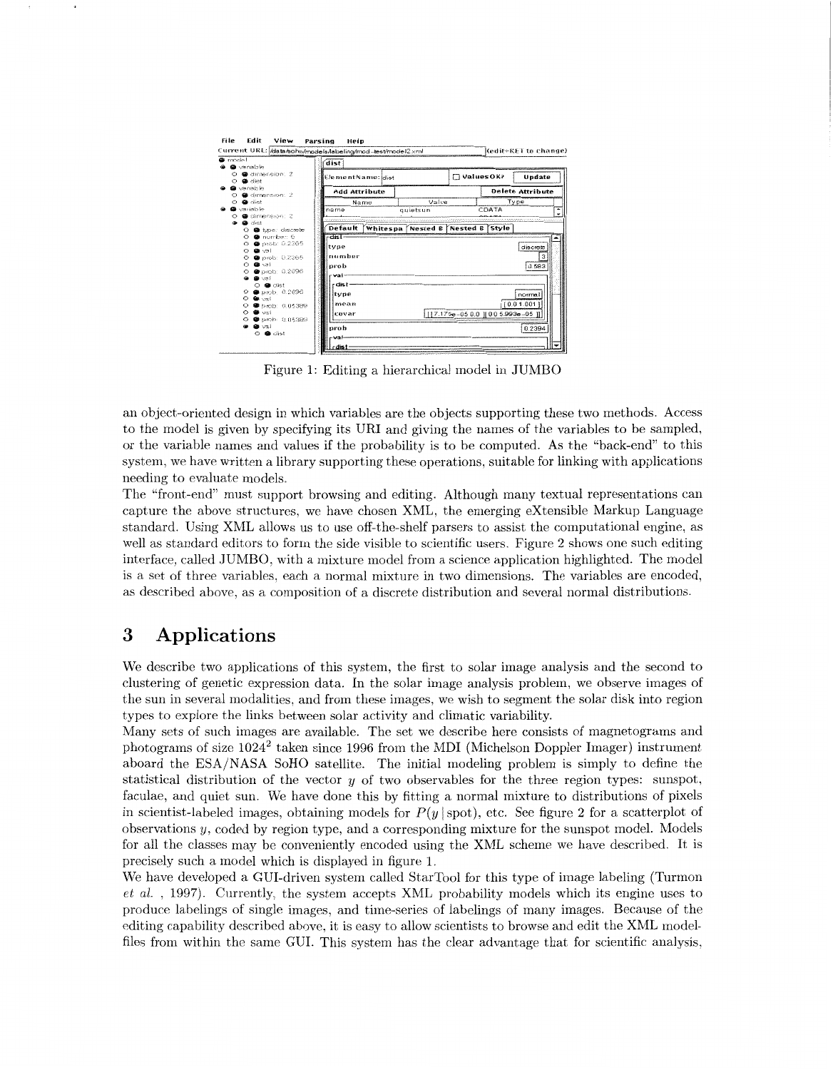Figure 1: Editing a hierarchical model in JUMBO

an object-oriented design in which variables are the objects supporting these two methods. Access to the model is given by specifying its URI and giving the names of the variables to be sampled, or the variable names and values if the probability is to be computed. As the "back-end" to this system, we have written a library supporting these operations, suitable for linking with applications needing to evaluate models.

The "front-end" must support browsing and editing. Although many textual representations can capture the above structures, we have chosen XML, the emerging eXtensible Markup Language standard. Using XML allows us to use off-the-shelf parsers to assist the computational engine, as well as standard editors to form the side visible to scientific users. Figure 2 shows one such editing interface, called JUMBO, with a mixture model from a science application highlighted. The model is a set of three variables, each a normal mixture in two dimensions. The variables are encoded, as described above, as a composition of a discrete distribution and several normal distributions.

## 3 Applications

We describe two applications of this system, the first to solar image analysis and the second to clustering of genetic expression data. In the solar image analysis problem, we observe images of the sun in several modalities, and from these images, we wish to segment the solar disk into region types to explore the links between solar activity and climatic variability.

Many sets of such images are available. The set we describe here consists of magnetograms and photograms of size $1024^2$ taken since 1996 from the MDI (Michelson Doppler Imager) instrument aboard the ESA/NASA SoHO satellite. The initial modeling problem is simply to define the statistical distribution of the vector $y$ of two observables for the three region types: sunspot, faculae, and quiet sun. We have done this by fitting a normal mixture to distributions of pixels in scientist-labeled images, obtaining models for $P(y \mid \text{spot})$, etc. See figure 2 for a scatterplot of observations $y$, coded by region type, and a corresponding mixture for the sunspot model. Models for all the classes may be conveniently encoded using the XML scheme we have described. It is precisely such a model which is displayed in figure 1.

We have developed a GUI-driven system called StarTool for this type of image labeling (Turmon *et al.* , 1997). Currently, the system accepts XML probability models which its engine uses to produce labelings of single images, and time-series of labelings of many images. Because of the editing capability described above, it is easy to allow scientists to browse and edit the XML model-files from within the same GUI. This system has the clear advantage that for scientific analysis,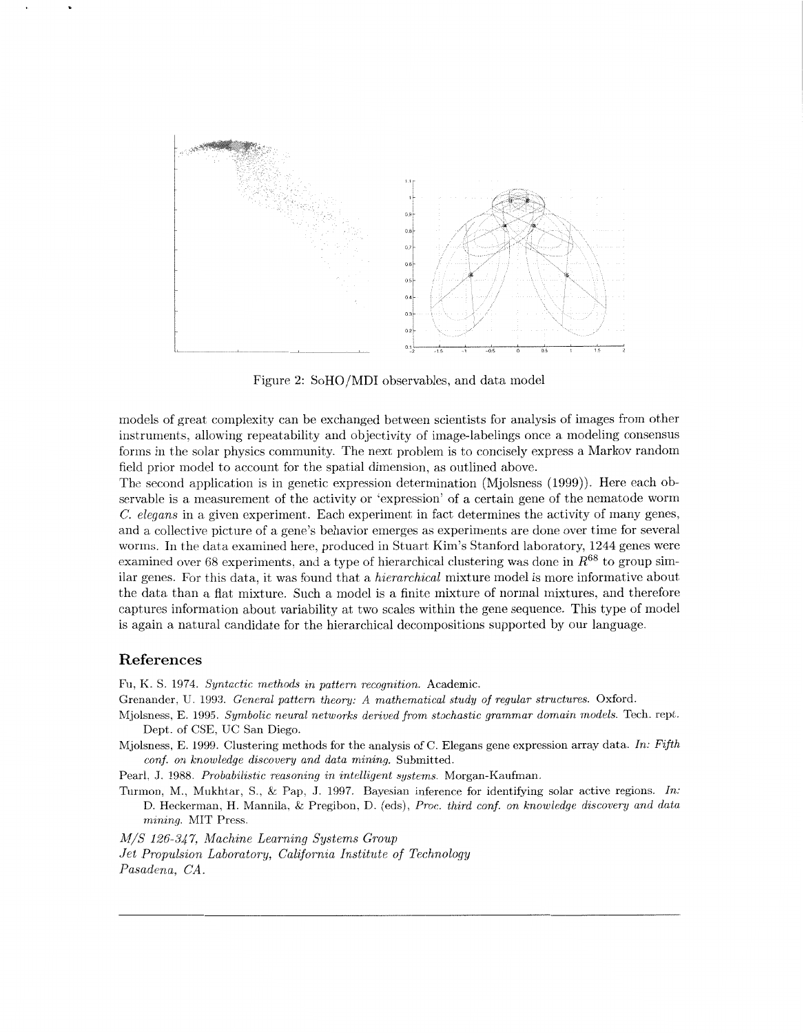1.1
1
0.9
0.8
0.7
0.6
0.5
0.4
0.3
0.2
0.1
-2 -1.5 -1 -0.5 0 0.5 1 1.5 2

Figure 2: SoHO/MDI observables, and data model

models of great complexity can be exchanged between scientists for analysis of images from other instruments, allowing repeatability and objectivity of image-labelings once a modeling consensus forms in the solar physics community. The next problem is to concisely express a Markov random field prior model to account for the spatial dimension, as outlined above.

The second application is in genetic expression determination (Mjolsness (1999)). Here each observable is a measurement of the activity or 'expression' of a certain gene of the nematode worm *C. elegans* in a given experiment. Each experiment in fact determines the activity of many genes, and a collective picture of a gene's behavior emerges as experiments are done over time for several worms. In the data examined here, produced in Stuart Kim's Stanford laboratory, 1244 genes were examined over 68 experiments, and a type of hierarchical clustering was done in $R^{68}$ to group similar genes. For this data, it was found that a *hierarchical* mixture model is more informative about the data than a flat mixture. Such a model is a finite mixture of normal mixtures, and therefore captures information about variability at two scales within the gene sequence. This type of model is again a natural candidate for the hierarchical decompositions supported by our language.

## References

Fu, K. S. 1974. *Syntactic methods in pattern recognition.* Academic.

Grenander, U. 1993. *General pattern theory: A mathematical study of regular structures.* Oxford.

Mjolsness, E. 1995. *Symbolic neural networks derived from stochastic grammar domain models.* Tech. rept. Dept. of CSE, UC San Diego.

Mjolsness, E. 1999. Clustering methods for the analysis of C. Elegans gene expression array data. *In: Fifth conf. on knowledge discovery and data mining.* Submitted.

Pearl, J. 1988. *Probabilistic reasoning in intelligent systems.* Morgan-Kaufman.

Turmon, M., Mukhtar, S., & Pap, J. 1997. Bayesian inference for identifying solar active regions. *In:* D. Heckerman, H. Mannila, & Pregibon, D. (eds), *Proc. third conf. on knowledge discovery and data mining.* MIT Press.

*M/S 126-347, Machine Learning Systems Group*
*Jet Propulsion Laboratory, California Institute of Technology*
*Pasadena, CA.*